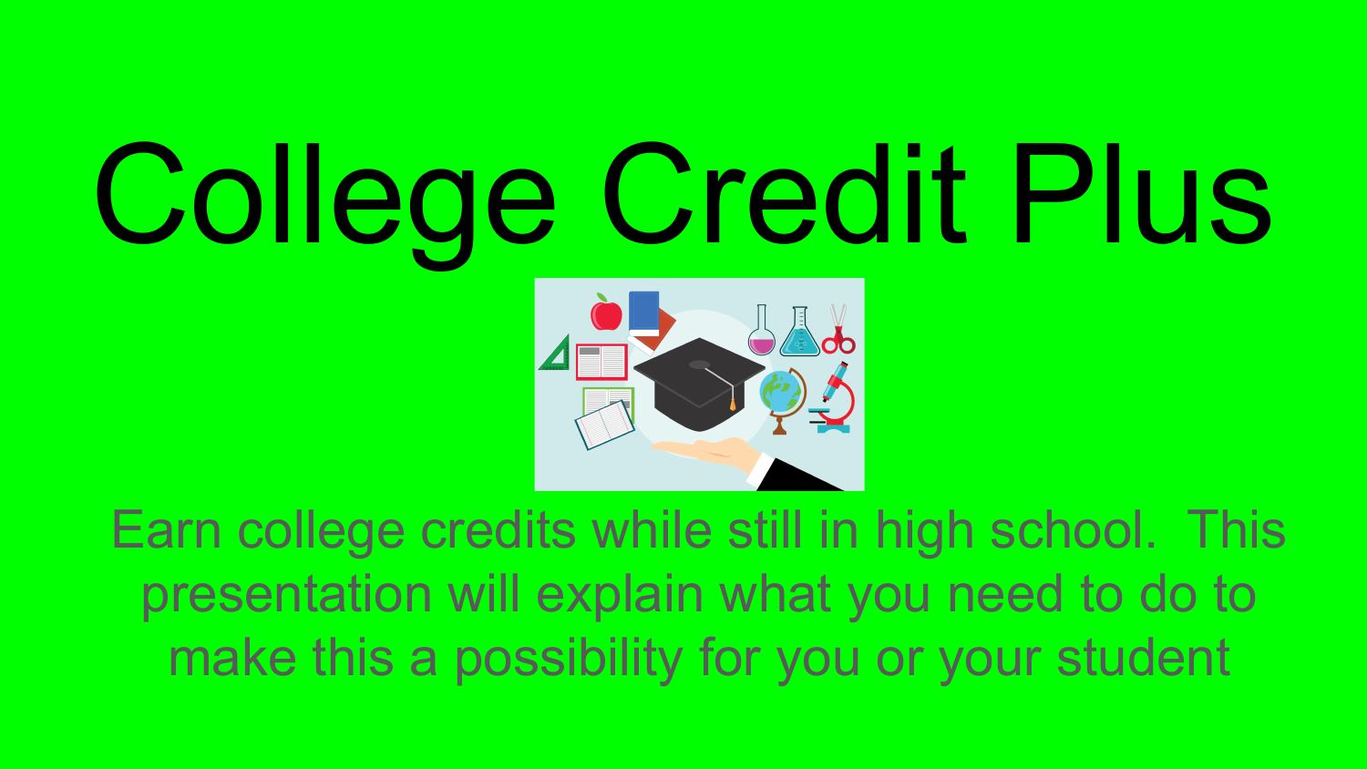# College Credit Plus

Earn college credits while still in high school. This presentation will explain what you need to do to make this a possibility for you or your student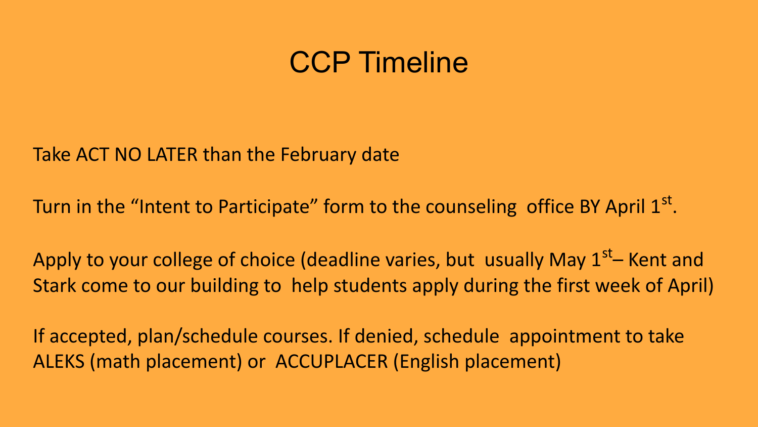# CCP Timeline

Take ACT NO LATER than the February date

Turn in the "Intent to Participate" form to the counseling office BY April 1st.

Apply to your college of choice (deadline varies, but usually May 1st– Kent and Stark come to our building to help students apply during the first week of April)

If accepted, plan/schedule courses. If denied, schedule appointment to take ALEKS (math placement) or ACCUPLACER (English placement)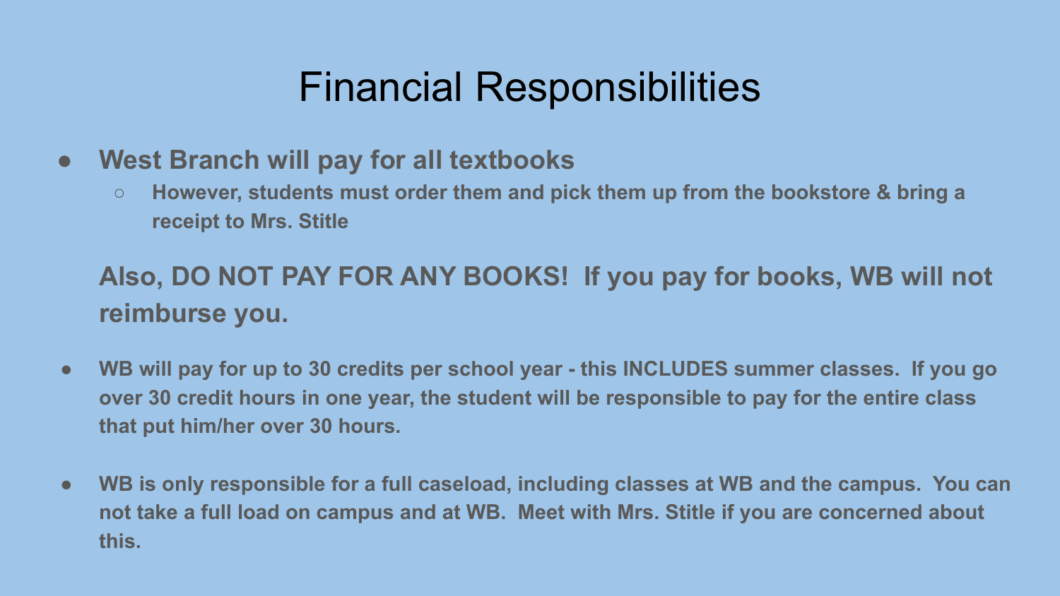# Financial Responsibilities

- **West Branch will pay for all textbooks**
  - **However, students must order them and pick them up from the bookstore & bring a receipt to Mrs. Stitle**

  **Also, DO NOT PAY FOR ANY BOOKS! If you pay for books, WB will not reimburse you.**

- **WB will pay for up to 30 credits per school year - this INCLUDES summer classes. If you go over 30 credit hours in one year, the student will be responsible to pay for the entire class that put him/her over 30 hours.**

- **WB is only responsible for a full caseload, including classes at WB and the campus. You can not take a full load on campus and at WB. Meet with Mrs. Stitle if you are concerned about this.**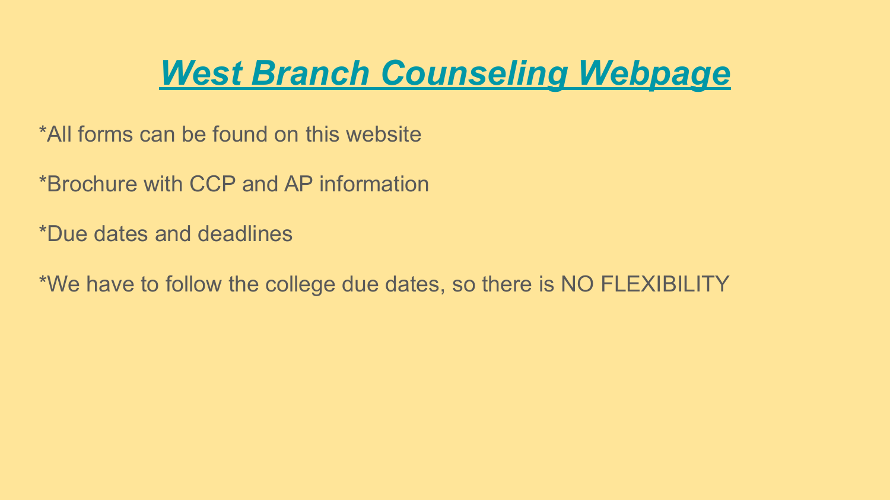# ***West Branch Counseling Webpage***

*All forms can be found on this website

*Brochure with CCP and AP information

*Due dates and deadlines

*We have to follow the college due dates, so there is NO FLEXIBILITY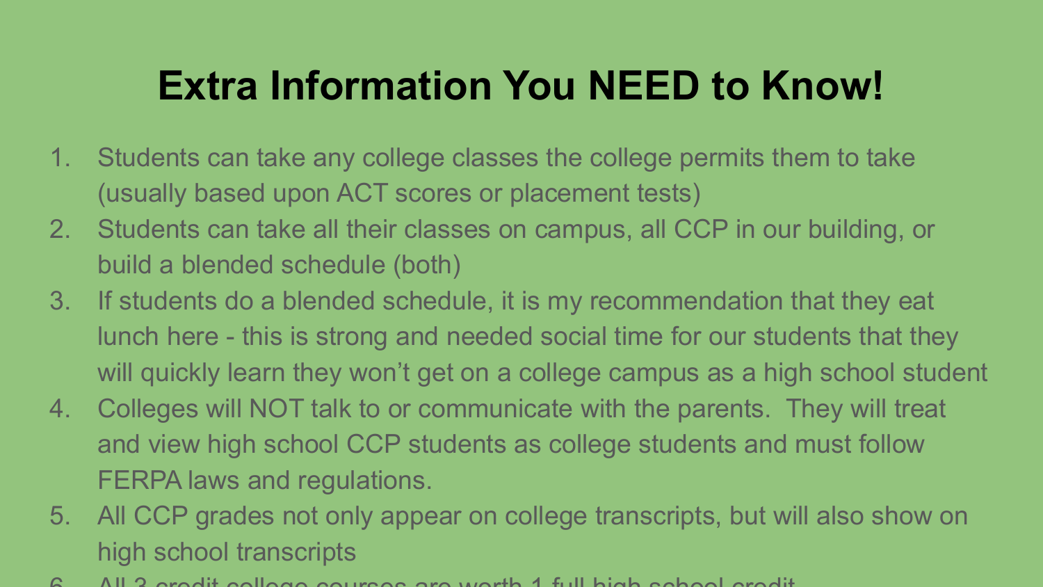# Extra Information You NEED to Know!

1. Students can take any college classes the college permits them to take (usually based upon ACT scores or placement tests)
2. Students can take all their classes on campus, all CCP in our building, or build a blended schedule (both)
3. If students do a blended schedule, it is my recommendation that they eat lunch here - this is strong and needed social time for our students that they will quickly learn they won't get on a college campus as a high school student
4. Colleges will NOT talk to or communicate with the parents. They will treat and view high school CCP students as college students and must follow FERPA laws and regulations.
5. All CCP grades not only appear on college transcripts, but will also show on high school transcripts
6. All 3 credit college courses are worth 1 full high school credit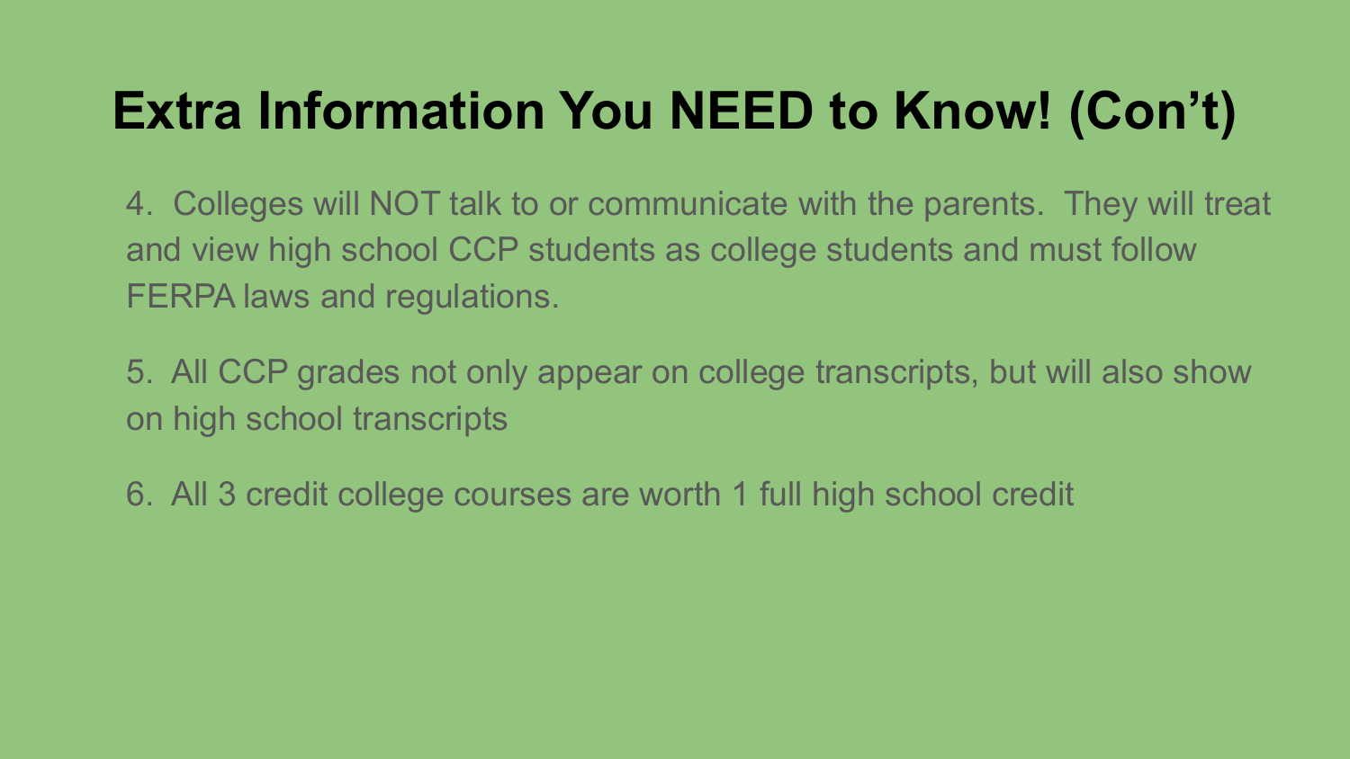# Extra Information You NEED to Know! (Con't)

4. Colleges will NOT talk to or communicate with the parents. They will treat and view high school CCP students as college students and must follow FERPA laws and regulations.

5. All CCP grades not only appear on college transcripts, but will also show on high school transcripts

6. All 3 credit college courses are worth 1 full high school credit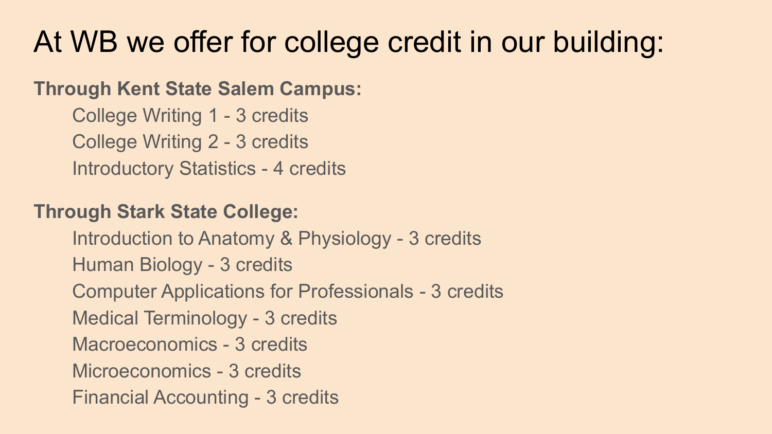# At WB we offer for college credit in our building:

**Through Kent State Salem Campus:**

- College Writing 1 - 3 credits
- College Writing 2 - 3 credits
- Introductory Statistics - 4 credits

**Through Stark State College:**

- Introduction to Anatomy & Physiology - 3 credits
- Human Biology - 3 credits
- Computer Applications for Professionals - 3 credits
- Medical Terminology - 3 credits
- Macroeconomics - 3 credits
- Microeconomics - 3 credits
- Financial Accounting - 3 credits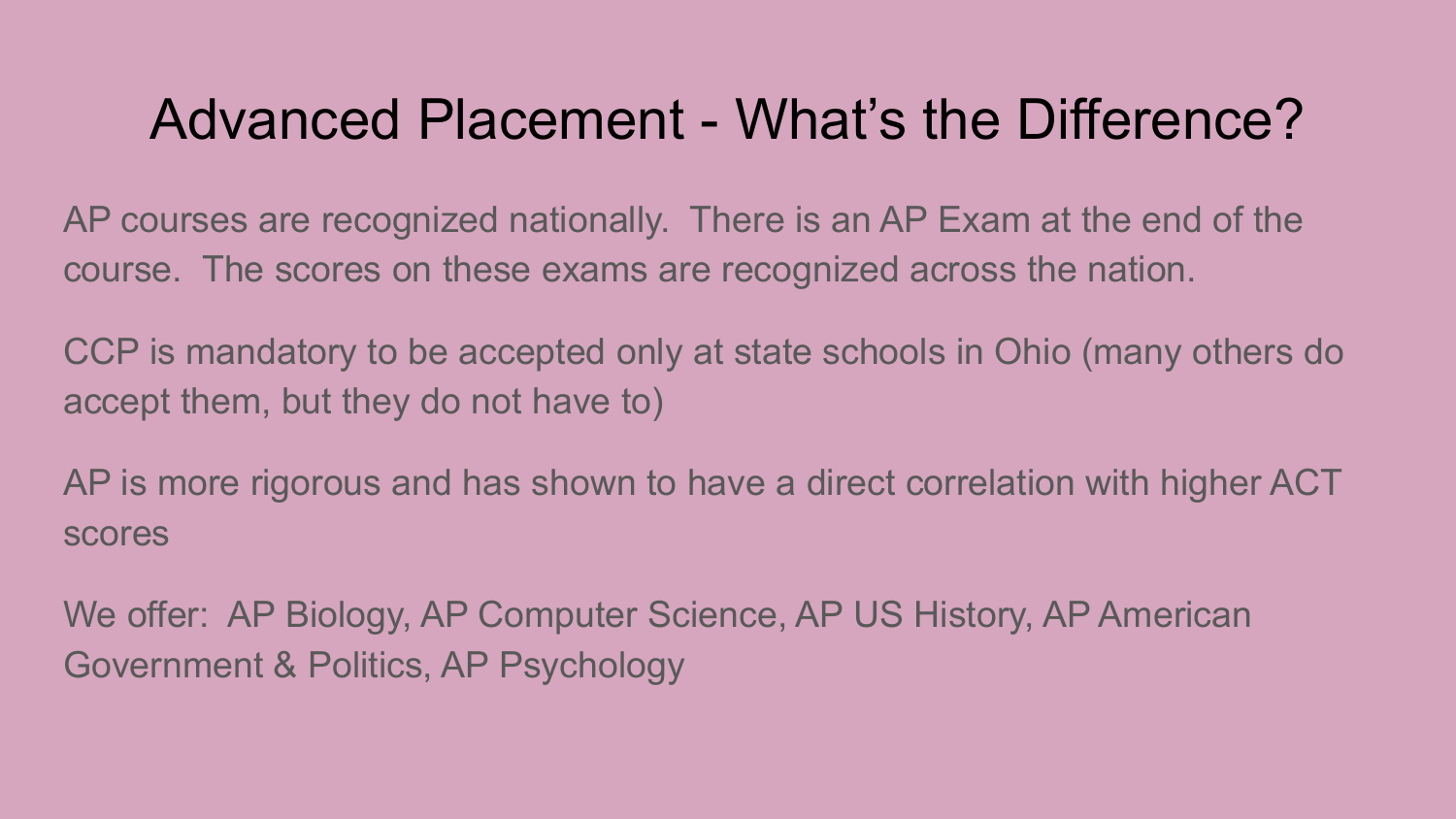# Advanced Placement - What's the Difference?

AP courses are recognized nationally. There is an AP Exam at the end of the course. The scores on these exams are recognized across the nation.

CCP is mandatory to be accepted only at state schools in Ohio (many others do accept them, but they do not have to)

AP is more rigorous and has shown to have a direct correlation with higher ACT scores

We offer: AP Biology, AP Computer Science, AP US History, AP American Government & Politics, AP Psychology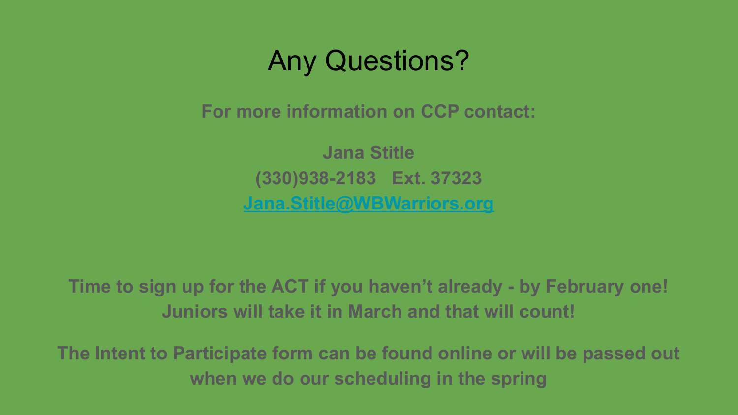# Any Questions?

**For more information on CCP contact:**

**Jana Stitle**
**(330)938-2183   Ext. 37323**
**[Jana.Stitle@WBWarriors.org](mailto:Jana.Stitle@WBWarriors.org)**

**Time to sign up for the ACT if you haven't already - by February one! Juniors will take it in March and that will count!**

**The Intent to Participate form can be found online or will be passed out when we do our scheduling in the spring**